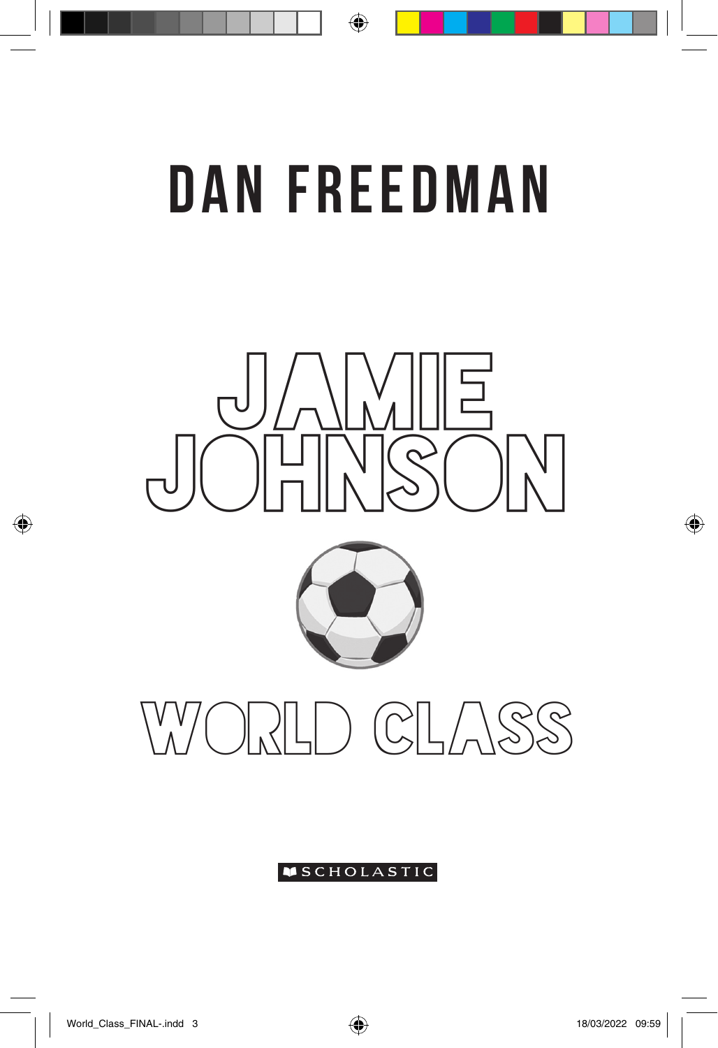# DAN FREEDMAN

# JAMIE JOHNSON

## WORLD CLASS

SCHOLASTIC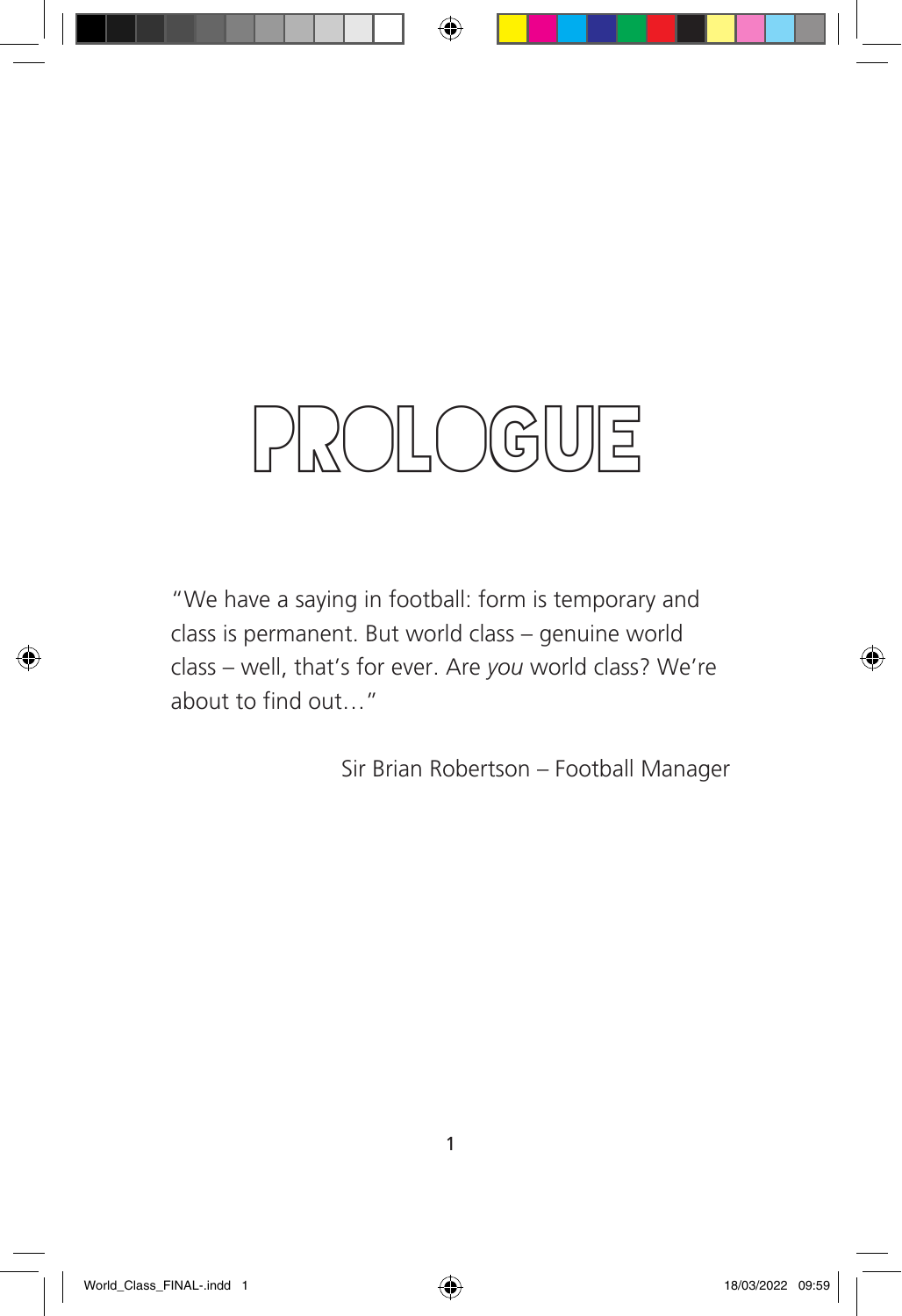# PROLOGUE

"We have a saying in football: form is temporary and class is permanent. But world class – genuine world class – well, that's for ever. Are *you* world class? We're about to find out…"

Sir Brian Robertson – Football Manager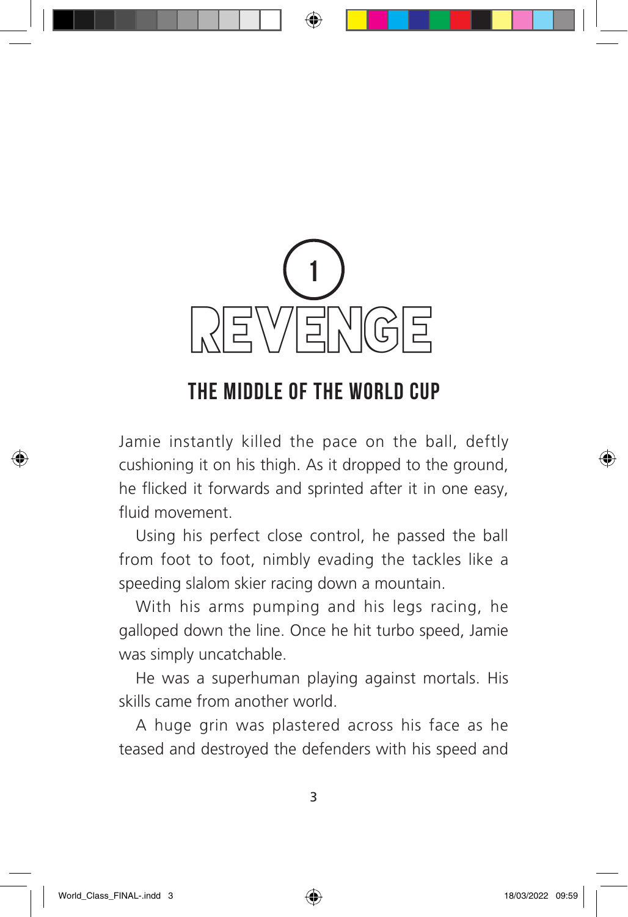# 1
# REVENGE

## THE MIDDLE OF THE WORLD CUP

Jamie instantly killed the pace on the ball, deftly cushioning it on his thigh. As it dropped to the ground, he flicked it forwards and sprinted after it in one easy, fluid movement.

Using his perfect close control, he passed the ball from foot to foot, nimbly evading the tackles like a speeding slalom skier racing down a mountain.

With his arms pumping and his legs racing, he galloped down the line. Once he hit turbo speed, Jamie was simply uncatchable.

He was a superhuman playing against mortals. His skills came from another world.

A huge grin was plastered across his face as he teased and destroyed the defenders with his speed and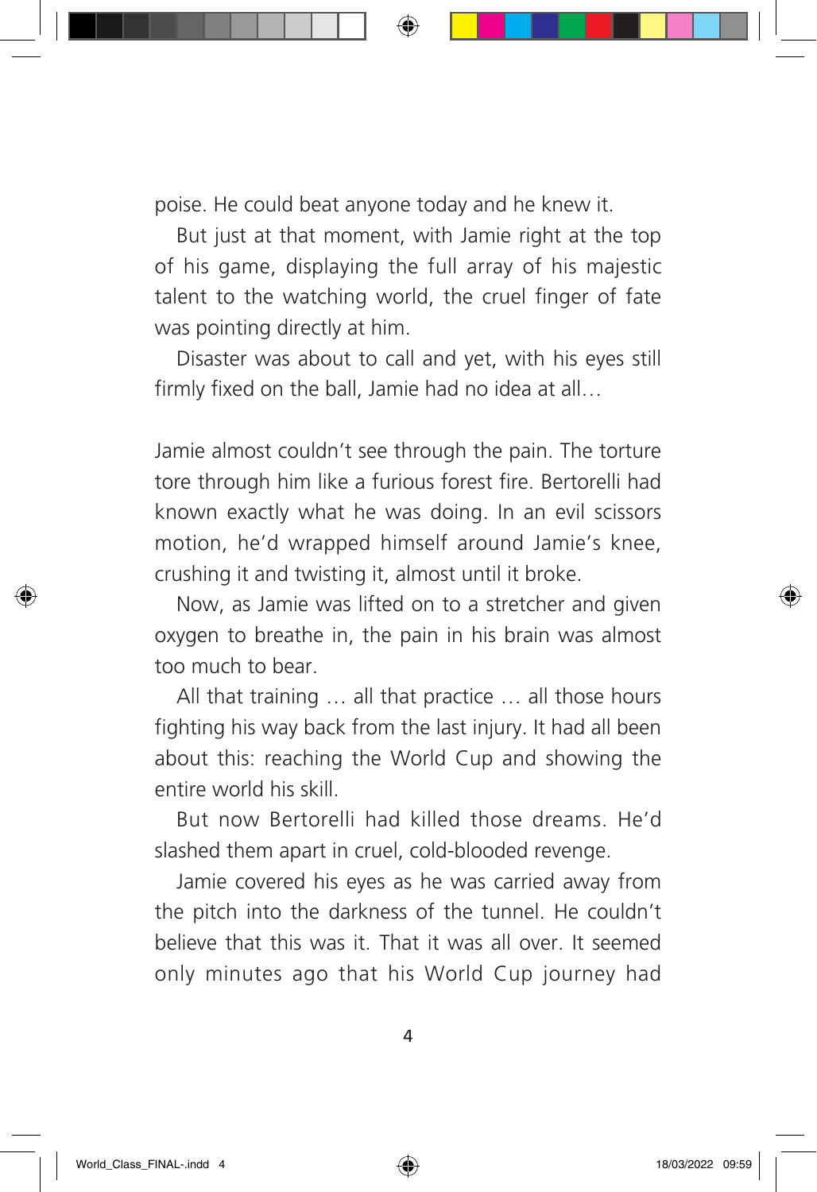poise. He could beat anyone today and he knew it.

But just at that moment, with Jamie right at the top of his game, displaying the full array of his majestic talent to the watching world, the cruel finger of fate was pointing directly at him.

Disaster was about to call and yet, with his eyes still firmly fixed on the ball, Jamie had no idea at all…

Jamie almost couldn't see through the pain. The torture tore through him like a furious forest fire. Bertorelli had known exactly what he was doing. In an evil scissors motion, he'd wrapped himself around Jamie's knee, crushing it and twisting it, almost until it broke.

Now, as Jamie was lifted on to a stretcher and given oxygen to breathe in, the pain in his brain was almost too much to bear.

All that training … all that practice … all those hours fighting his way back from the last injury. It had all been about this: reaching the World Cup and showing the entire world his skill.

But now Bertorelli had killed those dreams. He'd slashed them apart in cruel, cold-blooded revenge.

Jamie covered his eyes as he was carried away from the pitch into the darkness of the tunnel. He couldn't believe that this was it. That it was all over. It seemed only minutes ago that his World Cup journey had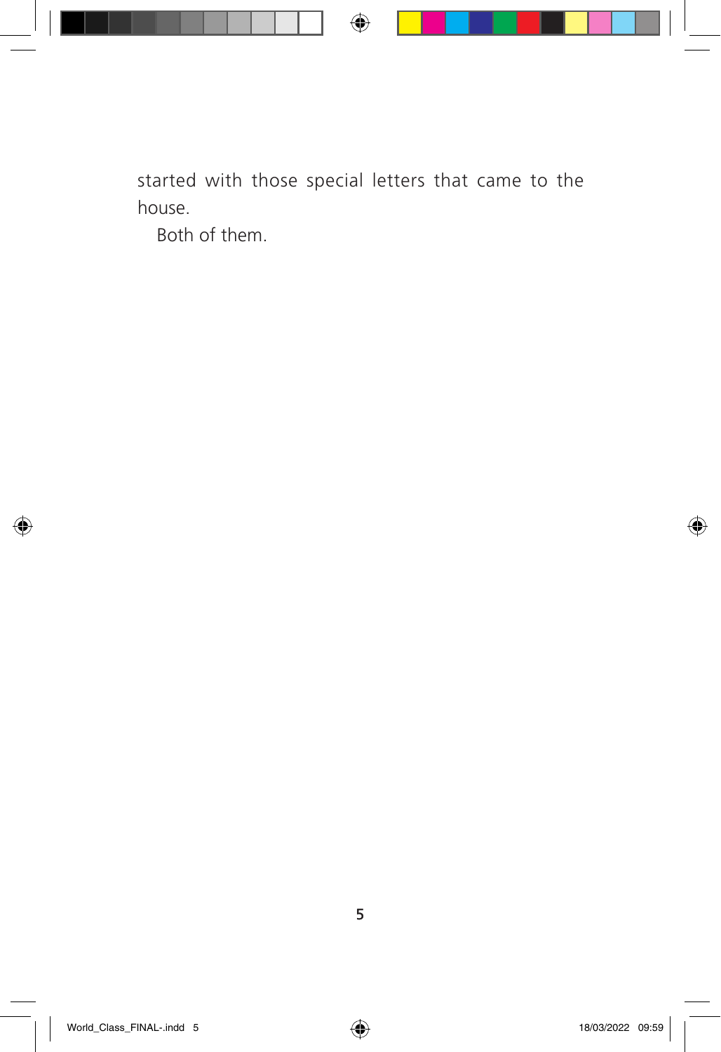started with those special letters that came to the house.

Both of them.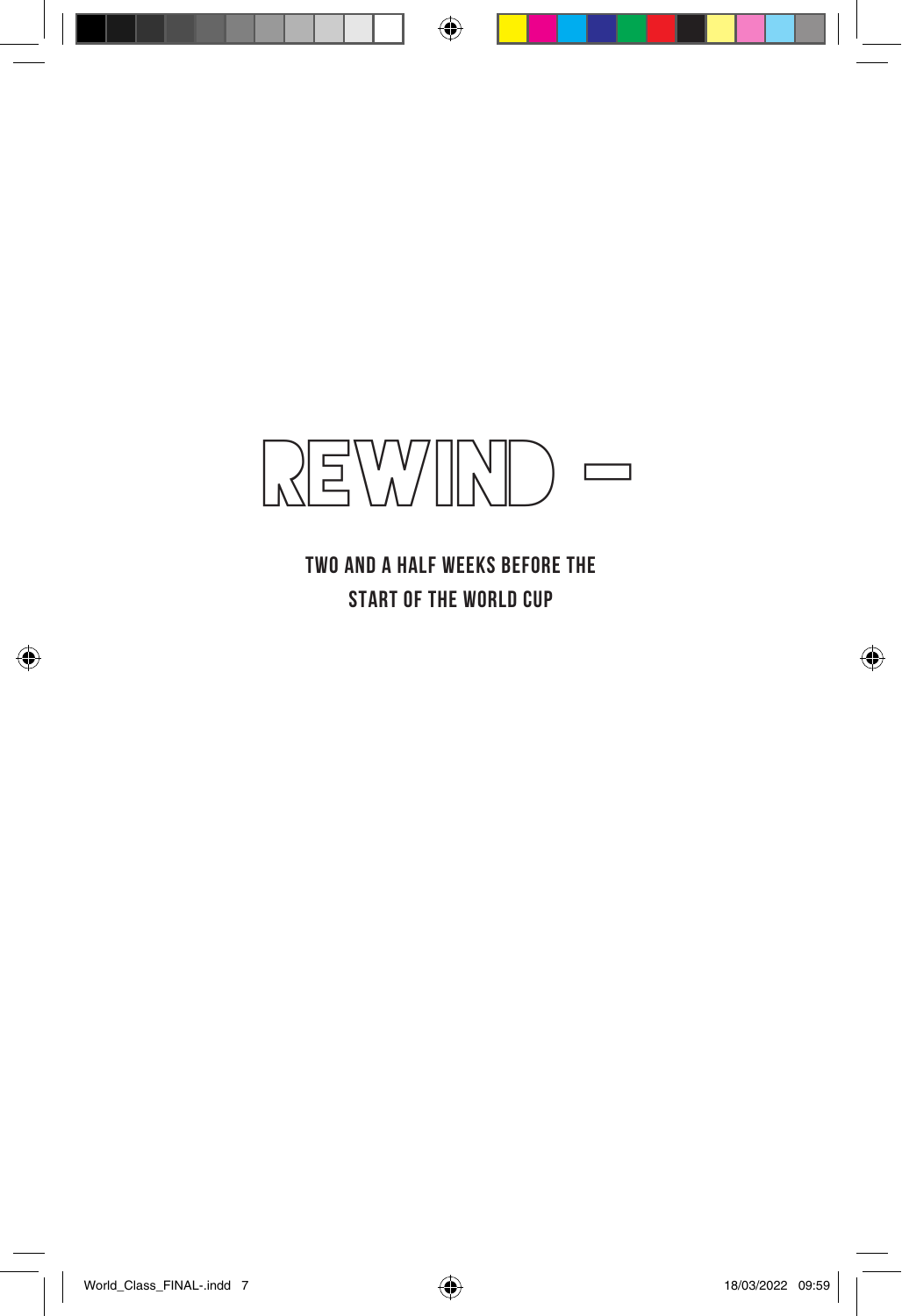# REWIND –

**TWO AND A HALF WEEKS BEFORE THE START OF THE WORLD CUP**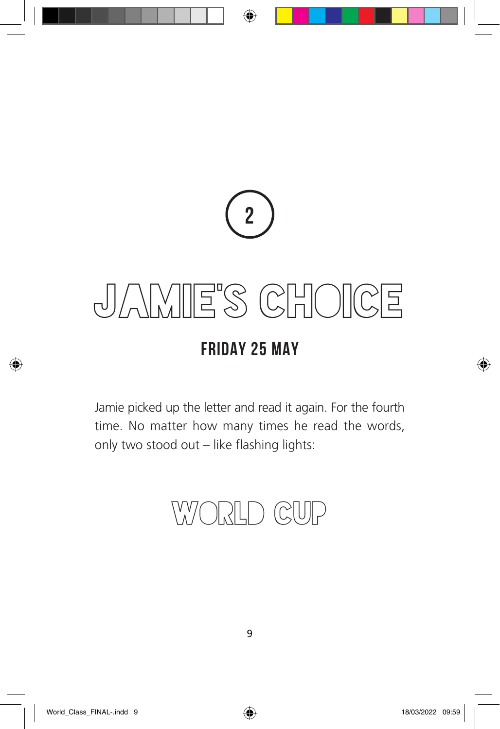# 2

# JAMIE'S CHOICE

## FRIDAY 25 MAY

Jamie picked up the letter and read it again. For the fourth time. No matter how many times he read the words, only two stood out – like flashing lights:

**WORLD CUP**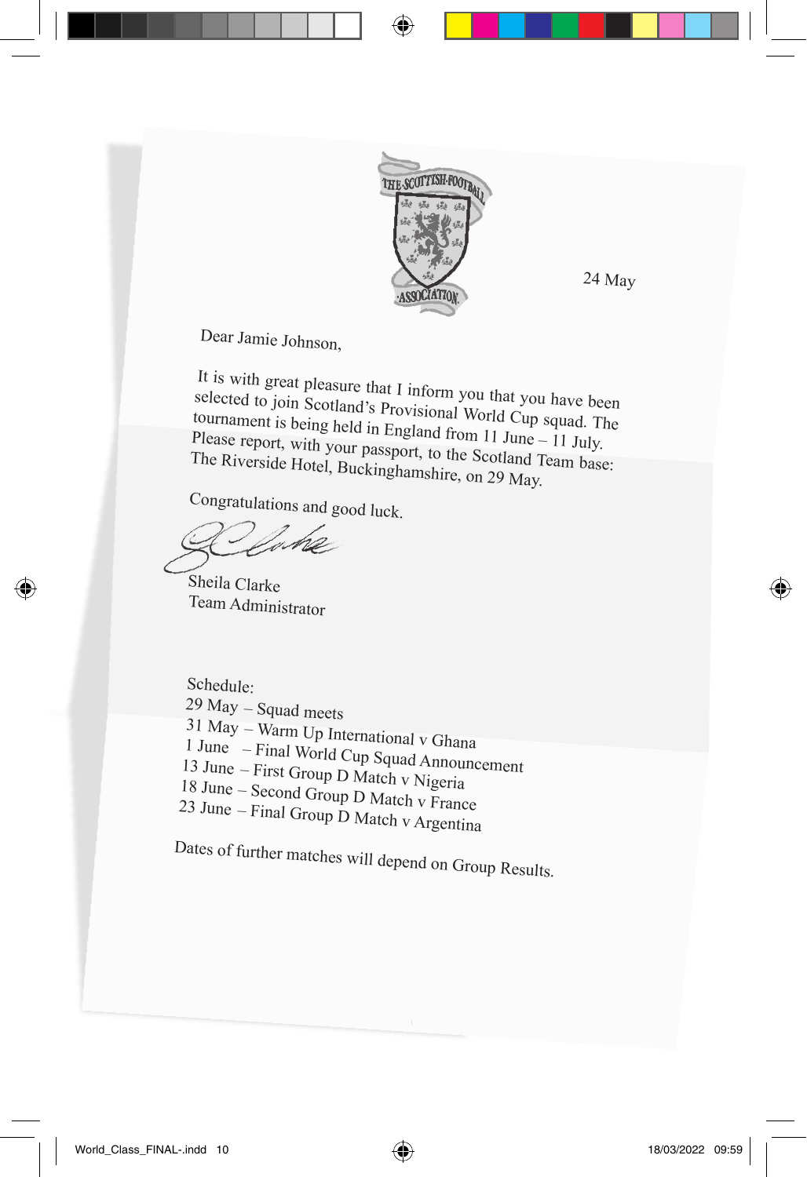THE SCOTTISH FOOTBALL ASSOCIATION

24 May

Dear Jamie Johnson,

It is with great pleasure that I inform you that you have been selected to join Scotland's Provisional World Cup squad. The tournament is being held in England from 11 June – 11 July. Please report, with your passport, to the Scotland Team base: The Riverside Hotel, Buckinghamshire, on 29 May.

Congratulations and good luck.

Sheila Clarke
Team Administrator

Schedule:
29 May – Squad meets
31 May – Warm Up International v Ghana
1 June – Final World Cup Squad Announcement
13 June – First Group D Match v Nigeria
18 June – Second Group D Match v France
23 June – Final Group D Match v Argentina

Dates of further matches will depend on Group Results.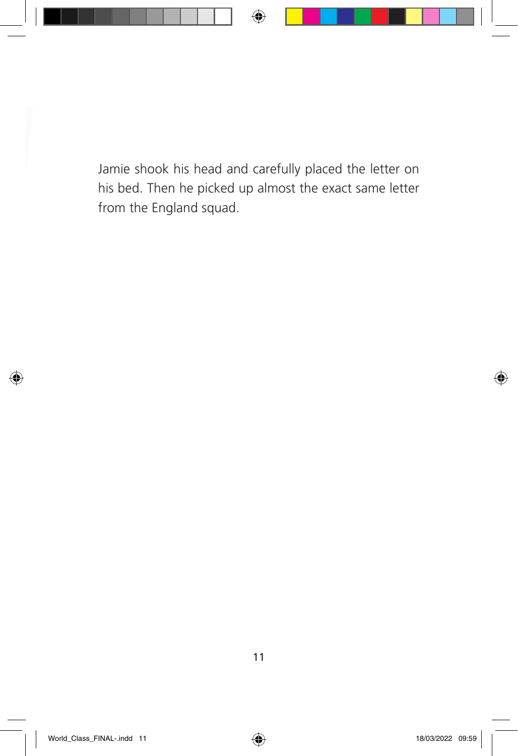Jamie shook his head and carefully placed the letter on his bed. Then he picked up almost the exact same letter from the England squad.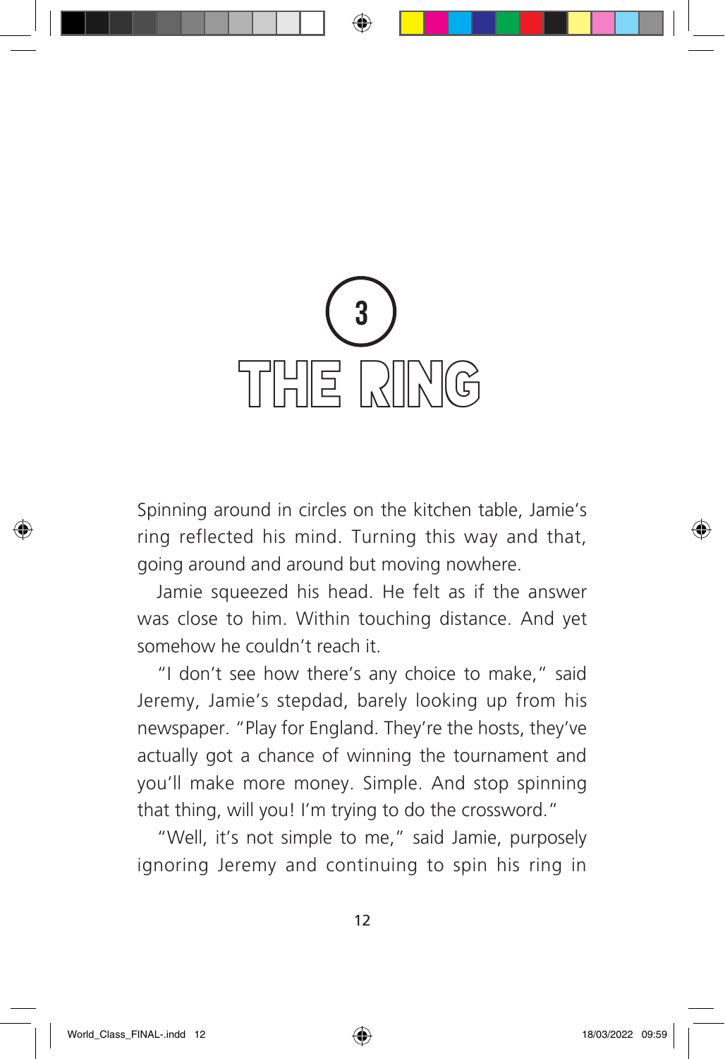# 3 THE RING

Spinning around in circles on the kitchen table, Jamie's ring reflected his mind. Turning this way and that, going around and around but moving nowhere.

Jamie squeezed his head. He felt as if the answer was close to him. Within touching distance. And yet somehow he couldn't reach it.

"I don't see how there's any choice to make," said Jeremy, Jamie's stepdad, barely looking up from his newspaper. "Play for England. They're the hosts, they've actually got a chance of winning the tournament and you'll make more money. Simple. And stop spinning that thing, will you! I'm trying to do the crossword."

"Well, it's not simple to me," said Jamie, purposely ignoring Jeremy and continuing to spin his ring in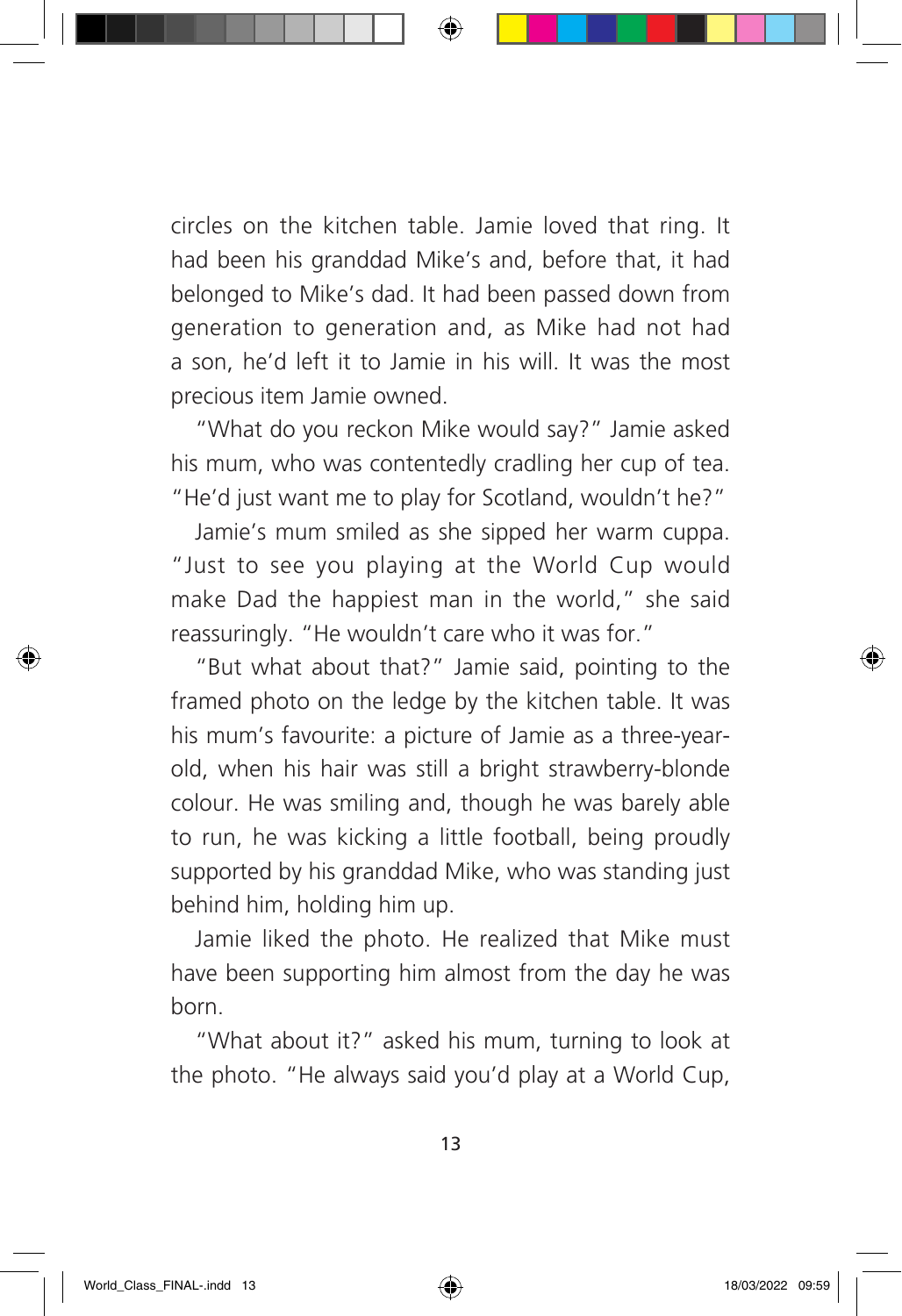circles on the kitchen table. Jamie loved that ring. It had been his granddad Mike's and, before that, it had belonged to Mike's dad. It had been passed down from generation to generation and, as Mike had not had a son, he'd left it to Jamie in his will. It was the most precious item Jamie owned.

"What do you reckon Mike would say?" Jamie asked his mum, who was contentedly cradling her cup of tea. "He'd just want me to play for Scotland, wouldn't he?"

Jamie's mum smiled as she sipped her warm cuppa. "Just to see you playing at the World Cup would make Dad the happiest man in the world," she said reassuringly. "He wouldn't care who it was for."

"But what about that?" Jamie said, pointing to the framed photo on the ledge by the kitchen table. It was his mum's favourite: a picture of Jamie as a three-year-old, when his hair was still a bright strawberry-blonde colour. He was smiling and, though he was barely able to run, he was kicking a little football, being proudly supported by his granddad Mike, who was standing just behind him, holding him up.

Jamie liked the photo. He realized that Mike must have been supporting him almost from the day he was born.

"What about it?" asked his mum, turning to look at the photo. "He always said you'd play at a World Cup,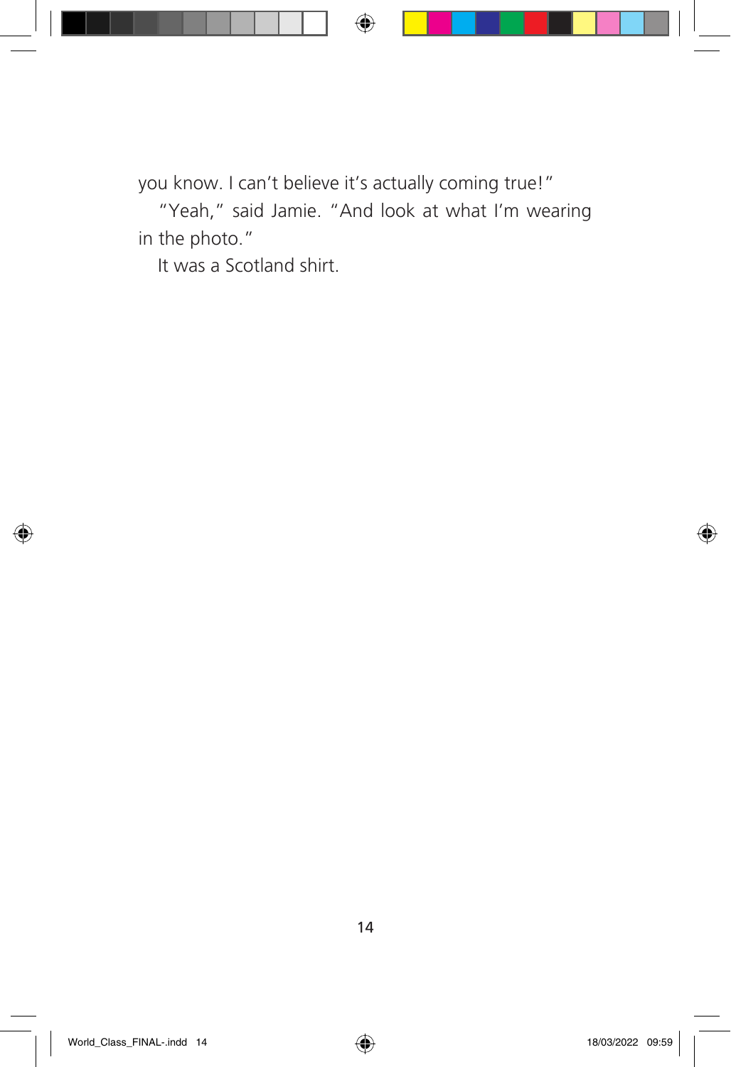you know. I can't believe it's actually coming true!"

"Yeah," said Jamie. "And look at what I'm wearing in the photo."

It was a Scotland shirt.